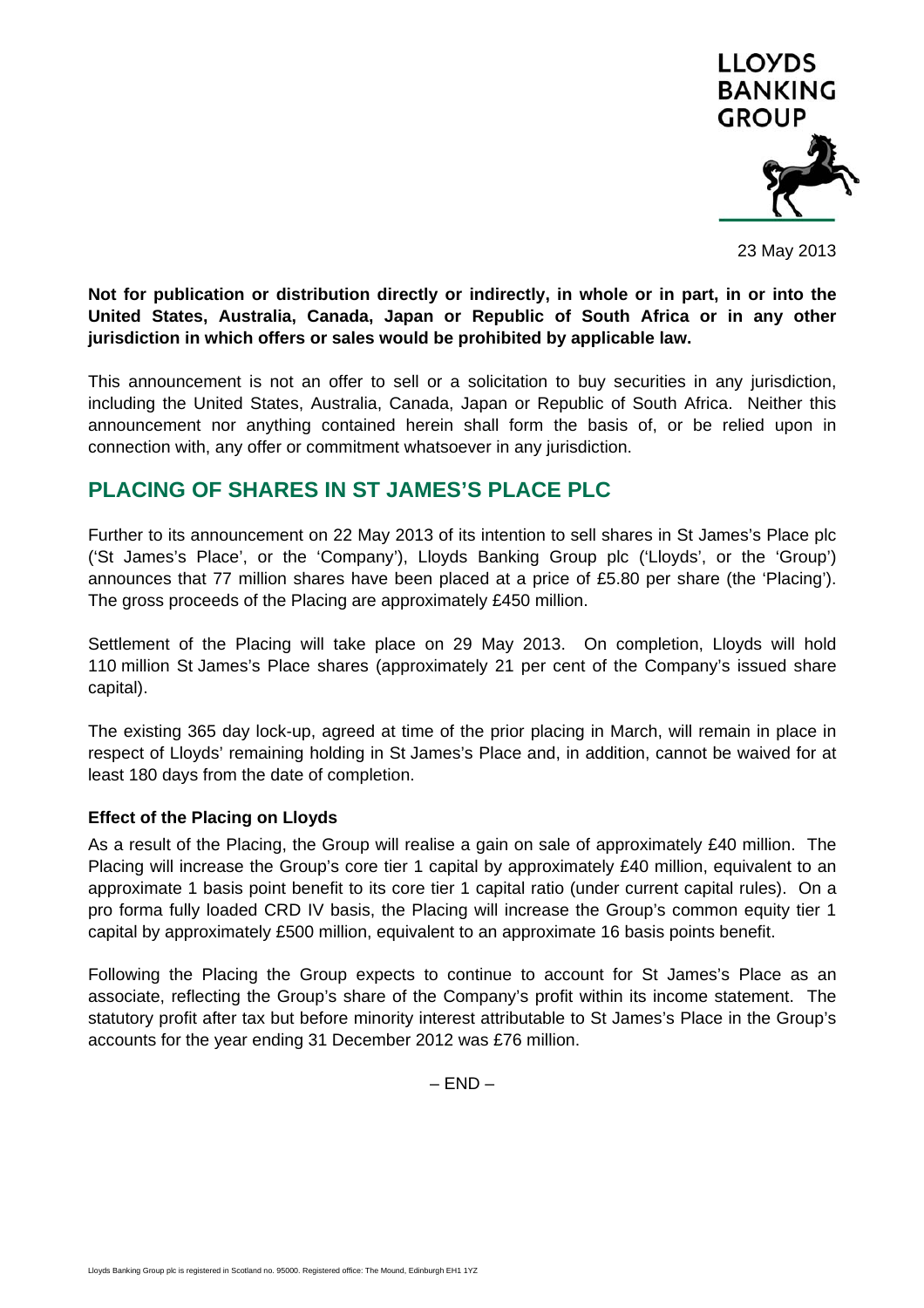LLOYDS BANKING GROUP

23 May 2013

**Not for publication or distribution directly or indirectly, in whole or in part, in or into the United States, Australia, Canada, Japan or Republic of South Africa or in any other jurisdiction in which offers or sales would be prohibited by applicable law.**

This announcement is not an offer to sell or a solicitation to buy securities in any jurisdiction, including the United States, Australia, Canada, Japan or Republic of South Africa. Neither this announcement nor anything contained herein shall form the basis of, or be relied upon in connection with, any offer or commitment whatsoever in any jurisdiction.

# PLACING OF SHARES IN ST JAMES'S PLACE PLC

Further to its announcement on 22 May 2013 of its intention to sell shares in St James's Place plc ('St James's Place', or the 'Company'), Lloyds Banking Group plc ('Lloyds', or the 'Group') announces that 77 million shares have been placed at a price of £5.80 per share (the 'Placing'). The gross proceeds of the Placing are approximately £450 million.

Settlement of the Placing will take place on 29 May 2013. On completion, Lloyds will hold 110 million St James's Place shares (approximately 21 per cent of the Company's issued share capital).

The existing 365 day lock-up, agreed at time of the prior placing in March, will remain in place in respect of Lloyds' remaining holding in St James's Place and, in addition, cannot be waived for at least 180 days from the date of completion.

### Effect of the Placing on Lloyds

As a result of the Placing, the Group will realise a gain on sale of approximately £40 million. The Placing will increase the Group's core tier 1 capital by approximately £40 million, equivalent to an approximate 1 basis point benefit to its core tier 1 capital ratio (under current capital rules). On a pro forma fully loaded CRD IV basis, the Placing will increase the Group's common equity tier 1 capital by approximately £500 million, equivalent to an approximate 16 basis points benefit.

Following the Placing the Group expects to continue to account for St James's Place as an associate, reflecting the Group's share of the Company's profit within its income statement. The statutory profit after tax but before minority interest attributable to St James's Place in the Group's accounts for the year ending 31 December 2012 was £76 million.

– END –

Lloyds Banking Group plc is registered in Scotland no. 95000. Registered office: The Mound, Edinburgh EH1 1YZ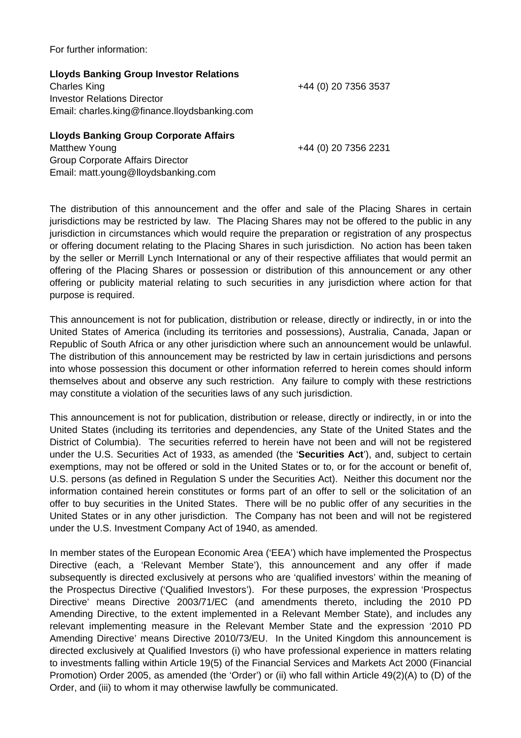For further information:

**Lloyds Banking Group Investor Relations**
Charles King +44 (0) 20 7356 3537
Investor Relations Director
Email: charles.king@finance.lloydsbanking.com

**Lloyds Banking Group Corporate Affairs**
Matthew Young +44 (0) 20 7356 2231
Group Corporate Affairs Director
Email: matt.young@lloydsbanking.com

The distribution of this announcement and the offer and sale of the Placing Shares in certain jurisdictions may be restricted by law. The Placing Shares may not be offered to the public in any jurisdiction in circumstances which would require the preparation or registration of any prospectus or offering document relating to the Placing Shares in such jurisdiction. No action has been taken by the seller or Merrill Lynch International or any of their respective affiliates that would permit an offering of the Placing Shares or possession or distribution of this announcement or any other offering or publicity material relating to such securities in any jurisdiction where action for that purpose is required.

This announcement is not for publication, distribution or release, directly or indirectly, in or into the United States of America (including its territories and possessions), Australia, Canada, Japan or Republic of South Africa or any other jurisdiction where such an announcement would be unlawful. The distribution of this announcement may be restricted by law in certain jurisdictions and persons into whose possession this document or other information referred to herein comes should inform themselves about and observe any such restriction. Any failure to comply with these restrictions may constitute a violation of the securities laws of any such jurisdiction.

This announcement is not for publication, distribution or release, directly or indirectly, in or into the United States (including its territories and dependencies, any State of the United States and the District of Columbia). The securities referred to herein have not been and will not be registered under the U.S. Securities Act of 1933, as amended (the '**Securities Act**'), and, subject to certain exemptions, may not be offered or sold in the United States or to, or for the account or benefit of, U.S. persons (as defined in Regulation S under the Securities Act). Neither this document nor the information contained herein constitutes or forms part of an offer to sell or the solicitation of an offer to buy securities in the United States. There will be no public offer of any securities in the United States or in any other jurisdiction. The Company has not been and will not be registered under the U.S. Investment Company Act of 1940, as amended.

In member states of the European Economic Area ('EEA') which have implemented the Prospectus Directive (each, a 'Relevant Member State'), this announcement and any offer if made subsequently is directed exclusively at persons who are 'qualified investors' within the meaning of the Prospectus Directive ('Qualified Investors'). For these purposes, the expression 'Prospectus Directive' means Directive 2003/71/EC (and amendments thereto, including the 2010 PD Amending Directive, to the extent implemented in a Relevant Member State), and includes any relevant implementing measure in the Relevant Member State and the expression '2010 PD Amending Directive' means Directive 2010/73/EU. In the United Kingdom this announcement is directed exclusively at Qualified Investors (i) who have professional experience in matters relating to investments falling within Article 19(5) of the Financial Services and Markets Act 2000 (Financial Promotion) Order 2005, as amended (the 'Order') or (ii) who fall within Article 49(2)(A) to (D) of the Order, and (iii) to whom it may otherwise lawfully be communicated.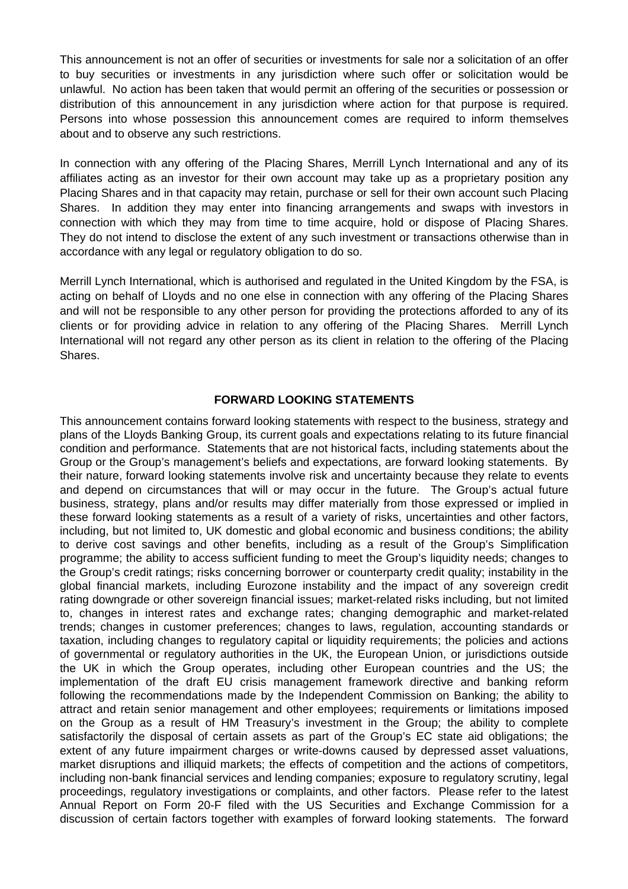This announcement is not an offer of securities or investments for sale nor a solicitation of an offer to buy securities or investments in any jurisdiction where such offer or solicitation would be unlawful. No action has been taken that would permit an offering of the securities or possession or distribution of this announcement in any jurisdiction where action for that purpose is required. Persons into whose possession this announcement comes are required to inform themselves about and to observe any such restrictions.

In connection with any offering of the Placing Shares, Merrill Lynch International and any of its affiliates acting as an investor for their own account may take up as a proprietary position any Placing Shares and in that capacity may retain, purchase or sell for their own account such Placing Shares. In addition they may enter into financing arrangements and swaps with investors in connection with which they may from time to time acquire, hold or dispose of Placing Shares. They do not intend to disclose the extent of any such investment or transactions otherwise than in accordance with any legal or regulatory obligation to do so.

Merrill Lynch International, which is authorised and regulated in the United Kingdom by the FSA, is acting on behalf of Lloyds and no one else in connection with any offering of the Placing Shares and will not be responsible to any other person for providing the protections afforded to any of its clients or for providing advice in relation to any offering of the Placing Shares. Merrill Lynch International will not regard any other person as its client in relation to the offering of the Placing Shares.

**FORWARD LOOKING STATEMENTS**

This announcement contains forward looking statements with respect to the business, strategy and plans of the Lloyds Banking Group, its current goals and expectations relating to its future financial condition and performance. Statements that are not historical facts, including statements about the Group or the Group's management's beliefs and expectations, are forward looking statements. By their nature, forward looking statements involve risk and uncertainty because they relate to events and depend on circumstances that will or may occur in the future. The Group's actual future business, strategy, plans and/or results may differ materially from those expressed or implied in these forward looking statements as a result of a variety of risks, uncertainties and other factors, including, but not limited to, UK domestic and global economic and business conditions; the ability to derive cost savings and other benefits, including as a result of the Group's Simplification programme; the ability to access sufficient funding to meet the Group's liquidity needs; changes to the Group's credit ratings; risks concerning borrower or counterparty credit quality; instability in the global financial markets, including Eurozone instability and the impact of any sovereign credit rating downgrade or other sovereign financial issues; market-related risks including, but not limited to, changes in interest rates and exchange rates; changing demographic and market-related trends; changes in customer preferences; changes to laws, regulation, accounting standards or taxation, including changes to regulatory capital or liquidity requirements; the policies and actions of governmental or regulatory authorities in the UK, the European Union, or jurisdictions outside the UK in which the Group operates, including other European countries and the US; the implementation of the draft EU crisis management framework directive and banking reform following the recommendations made by the Independent Commission on Banking; the ability to attract and retain senior management and other employees; requirements or limitations imposed on the Group as a result of HM Treasury's investment in the Group; the ability to complete satisfactorily the disposal of certain assets as part of the Group's EC state aid obligations; the extent of any future impairment charges or write-downs caused by depressed asset valuations, market disruptions and illiquid markets; the effects of competition and the actions of competitors, including non-bank financial services and lending companies; exposure to regulatory scrutiny, legal proceedings, regulatory investigations or complaints, and other factors. Please refer to the latest Annual Report on Form 20-F filed with the US Securities and Exchange Commission for a discussion of certain factors together with examples of forward looking statements. The forward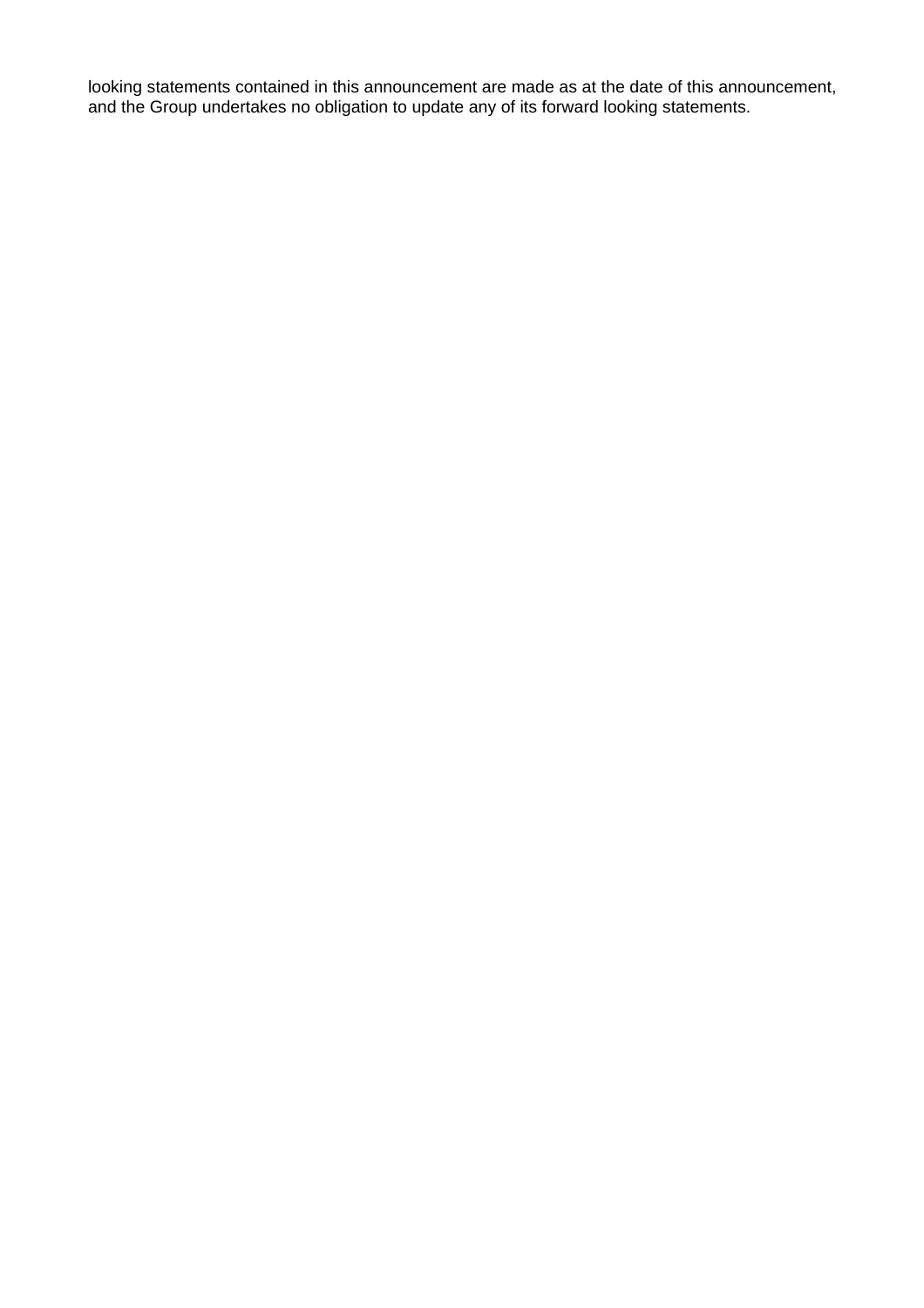looking statements contained in this announcement are made as at the date of this announcement, and the Group undertakes no obligation to update any of its forward looking statements.